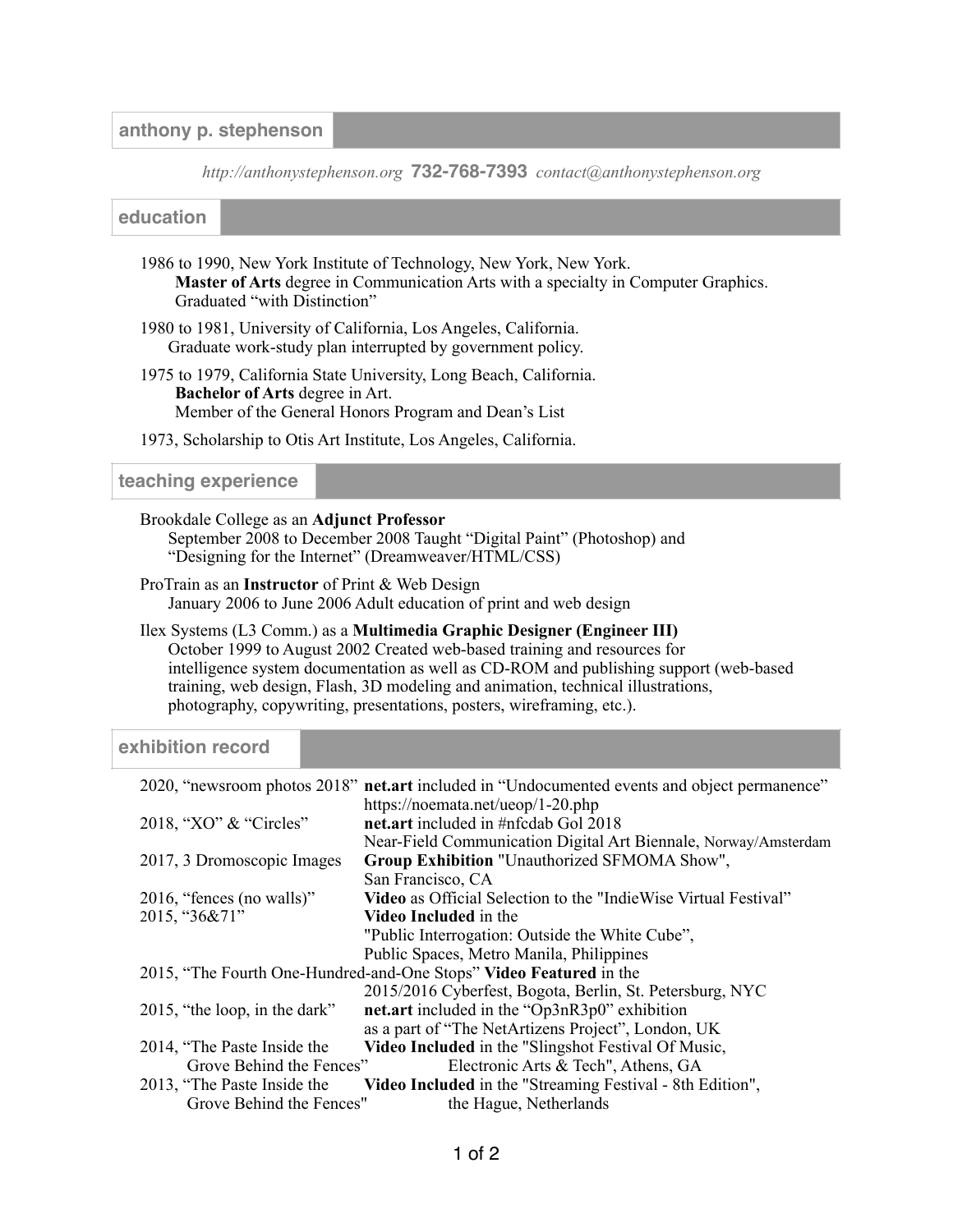## anthony p. stephenson

*http://anthonystephenson.org* **732-768-7393** *contact@anthonystephenson.org*

## education

1986 to 1990, New York Institute of Technology, New York, New York.
**Master of Arts** degree in Communication Arts with a specialty in Computer Graphics.
Graduated "with Distinction"

1980 to 1981, University of California, Los Angeles, California.
Graduate work-study plan interrupted by government policy.

1975 to 1979, California State University, Long Beach, California.
**Bachelor of Arts** degree in Art.
Member of the General Honors Program and Dean's List

1973, Scholarship to Otis Art Institute, Los Angeles, California.

## teaching experience

Brookdale College as an **Adjunct Professor**
September 2008 to December 2008 Taught "Digital Paint" (Photoshop) and "Designing for the Internet" (Dreamweaver/HTML/CSS)

ProTrain as an **Instructor** of Print & Web Design
January 2006 to June 2006 Adult education of print and web design

Ilex Systems (L3 Comm.) as a **Multimedia Graphic Designer (Engineer III)**
October 1999 to August 2002 Created web-based training and resources for intelligence system documentation as well as CD-ROM and publishing support (web-based training, web design, Flash, 3D modeling and animation, technical illustrations, photography, copywriting, presentations, posters, wireframing, etc.).

## exhibition record

2020, "newsroom photos 2018" **net.art** included in "Undocumented events and object permanence" https://noemata.net/ueop/1-20.php

2018, "XO" & "Circles" **net.art** included in #nfcdab Gol 2018 Near-Field Communication Digital Art Biennale, Norway/Amsterdam

2017, 3 Dromoscopic Images **Group Exhibition** "Unauthorized SFMOMA Show", San Francisco, CA

2016, "fences (no walls)" **Video** as Official Selection to the "IndieWise Virtual Festival"

2015, "36&71" **Video Included** in the "Public Interrogation: Outside the White Cube", Public Spaces, Metro Manila, Philippines

2015, "The Fourth One-Hundred-and-One Stops" **Video Featured** in the 2015/2016 Cyberfest, Bogota, Berlin, St. Petersburg, NYC

2015, "the loop, in the dark" **net.art** included in the "Op3nR3p0" exhibition as a part of "The NetArtizens Project", London, UK

2014, "The Paste Inside the Grove Behind the Fences" **Video Included** in the "Slingshot Festival Of Music, Electronic Arts & Tech", Athens, GA

2013, "The Paste Inside the Grove Behind the Fences" **Video Included** in the "Streaming Festival - 8th Edition", the Hague, Netherlands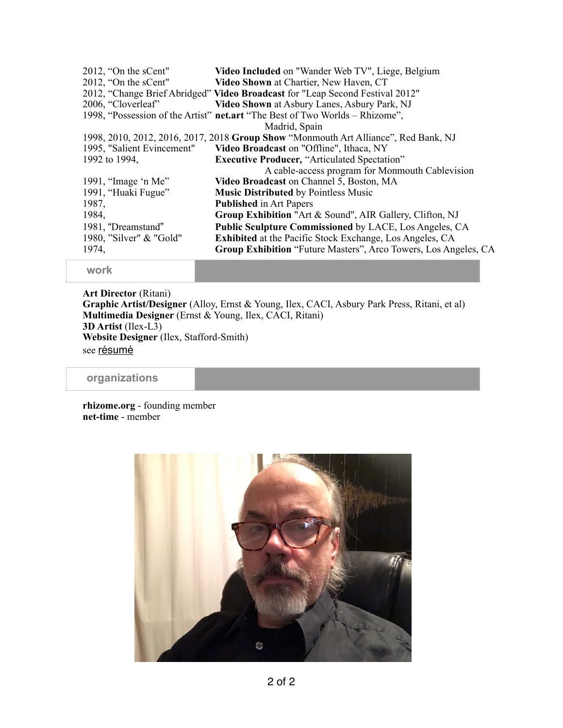| | |
|---|---|
| 2012, "On the sCent" | **Video Included** on "Wander Web TV", Liege, Belgium |
| 2012, "On the sCent" | **Video Shown** at Chartier, New Haven, CT |
| 2012, "Change Brief Abridged" | **Video Broadcast** for "Leap Second Festival 2012" |
| 2006, "Cloverleaf" | **Video Shown** at Asbury Lanes, Asbury Park, NJ |
| 1998, "Possession of the Artist" | **net.art** "The Best of Two Worlds – Rhizome", Madrid, Spain |
| 1998, 2010, 2012, 2016, 2017, 2018 | **Group Show** "Monmouth Art Alliance", Red Bank, NJ |
| 1995, "Salient Evincement" | **Video Broadcast** on "Offline", Ithaca, NY |
| 1992 to 1994, | **Executive Producer,** "Articulated Spectation" A cable-access program for Monmouth Cablevision |
| 1991, "Image 'n Me" | **Video Broadcast** on Channel 5, Boston, MA |
| 1991, "Huaki Fugue" | **Music Distributed** by Pointless Music |
| 1987, | **Published** in Art Papers |
| 1984, | **Group Exhibition** "Art & Sound", AIR Gallery, Clifton, NJ |
| 1981, "Dreamstand" | **Public Sculpture Commissioned** by LACE, Los Angeles, CA |
| 1980, "Silver" & "Gold" | **Exhibited** at the Pacific Stock Exchange, Los Angeles, CA |
| 1974, | **Group Exhibition** "Future Masters", Arco Towers, Los Angeles, CA |

## work

**Art Director** (Ritani)
**Graphic Artist/Designer** (Alloy, Ernst & Young, Ilex, CACI, Asbury Park Press, Ritani, et al)
**Multimedia Designer** (Ernst & Young, Ilex, CACI, Ritani)
**3D Artist** (Ilex-L3)
**Website Designer** (Ilex, Stafford-Smith)
see résumé

## organizations

**rhizome.org** - founding member
**net-time** - member